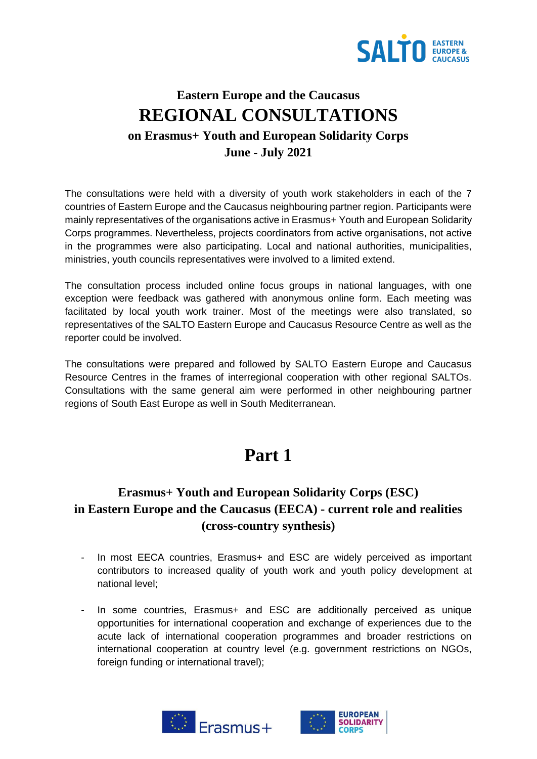# Eastern Europe and the Caucasus
# REGIONAL CONSULTATIONS
## on Erasmus+ Youth and European Solidarity Corps
## June - July 2021

The consultations were held with a diversity of youth work stakeholders in each of the 7 countries of Eastern Europe and the Caucasus neighbouring partner region. Participants were mainly representatives of the organisations active in Erasmus+ Youth and European Solidarity Corps programmes. Nevertheless, projects coordinators from active organisations, not active in the programmes were also participating. Local and national authorities, municipalities, ministries, youth councils representatives were involved to a limited extend.

The consultation process included online focus groups in national languages, with one exception were feedback was gathered with anonymous online form. Each meeting was facilitated by local youth work trainer. Most of the meetings were also translated, so representatives of the SALTO Eastern Europe and Caucasus Resource Centre as well as the reporter could be involved.

The consultations were prepared and followed by SALTO Eastern Europe and Caucasus Resource Centres in the frames of interregional cooperation with other regional SALTOs. Consultations with the same general aim were performed in other neighbouring partner regions of South East Europe as well in South Mediterranean.

# Part 1

## Erasmus+ Youth and European Solidarity Corps (ESC) in Eastern Europe and the Caucasus (EECA) - current role and realities (cross-country synthesis)

- In most EECA countries, Erasmus+ and ESC are widely perceived as important contributors to increased quality of youth work and youth policy development at national level;
- In some countries, Erasmus+ and ESC are additionally perceived as unique opportunities for international cooperation and exchange of experiences due to the acute lack of international cooperation programmes and broader restrictions on international cooperation at country level (e.g. government restrictions on NGOs, foreign funding or international travel);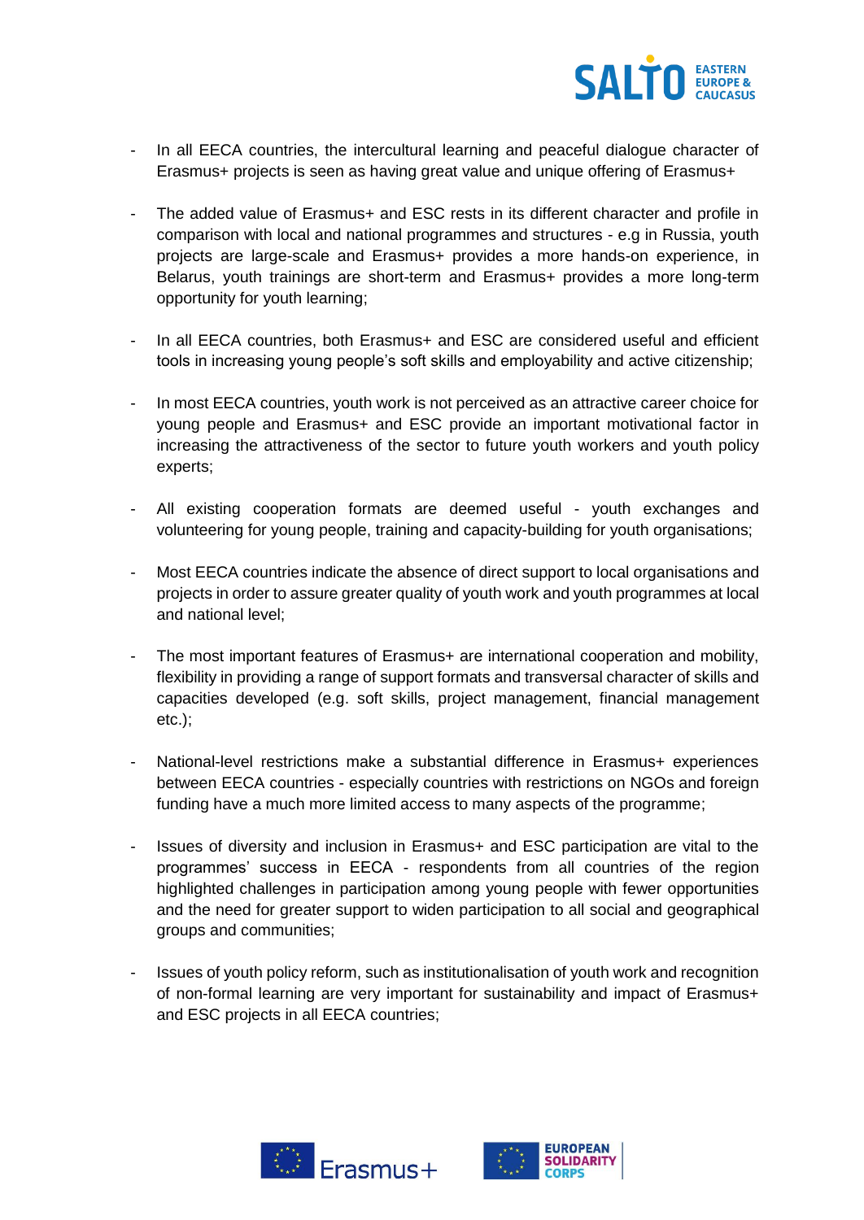- In all EECA countries, the intercultural learning and peaceful dialogue character of Erasmus+ projects is seen as having great value and unique offering of Erasmus+
- The added value of Erasmus+ and ESC rests in its different character and profile in comparison with local and national programmes and structures - e.g in Russia, youth projects are large-scale and Erasmus+ provides a more hands-on experience, in Belarus, youth trainings are short-term and Erasmus+ provides a more long-term opportunity for youth learning;
- In all EECA countries, both Erasmus+ and ESC are considered useful and efficient tools in increasing young people's soft skills and employability and active citizenship;
- In most EECA countries, youth work is not perceived as an attractive career choice for young people and Erasmus+ and ESC provide an important motivational factor in increasing the attractiveness of the sector to future youth workers and youth policy experts;
- All existing cooperation formats are deemed useful - youth exchanges and volunteering for young people, training and capacity-building for youth organisations;
- Most EECA countries indicate the absence of direct support to local organisations and projects in order to assure greater quality of youth work and youth programmes at local and national level;
- The most important features of Erasmus+ are international cooperation and mobility, flexibility in providing a range of support formats and transversal character of skills and capacities developed (e.g. soft skills, project management, financial management etc.);
- National-level restrictions make a substantial difference in Erasmus+ experiences between EECA countries - especially countries with restrictions on NGOs and foreign funding have a much more limited access to many aspects of the programme;
- Issues of diversity and inclusion in Erasmus+ and ESC participation are vital to the programmes' success in EECA - respondents from all countries of the region highlighted challenges in participation among young people with fewer opportunities and the need for greater support to widen participation to all social and geographical groups and communities;
- Issues of youth policy reform, such as institutionalisation of youth work and recognition of non-formal learning are very important for sustainability and impact of Erasmus+ and ESC projects in all EECA countries;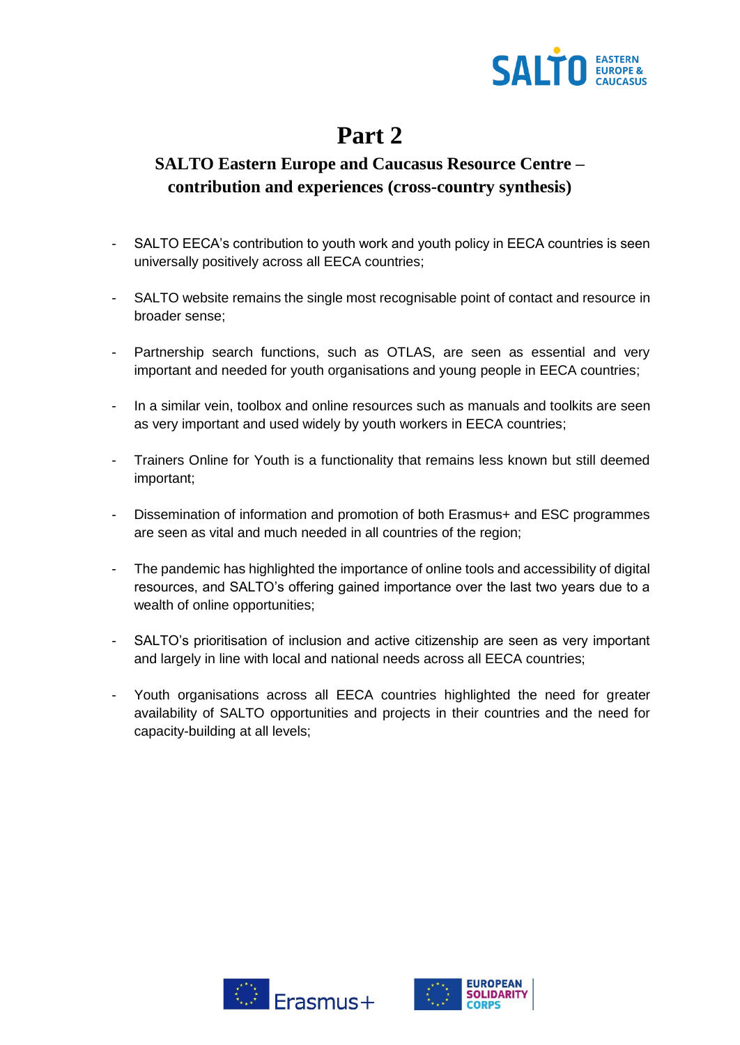# Part 2

## SALTO Eastern Europe and Caucasus Resource Centre – contribution and experiences (cross-country synthesis)

- SALTO EECA's contribution to youth work and youth policy in EECA countries is seen universally positively across all EECA countries;
- SALTO website remains the single most recognisable point of contact and resource in broader sense;
- Partnership search functions, such as OTLAS, are seen as essential and very important and needed for youth organisations and young people in EECA countries;
- In a similar vein, toolbox and online resources such as manuals and toolkits are seen as very important and used widely by youth workers in EECA countries;
- Trainers Online for Youth is a functionality that remains less known but still deemed important;
- Dissemination of information and promotion of both Erasmus+ and ESC programmes are seen as vital and much needed in all countries of the region;
- The pandemic has highlighted the importance of online tools and accessibility of digital resources, and SALTO's offering gained importance over the last two years due to a wealth of online opportunities;
- SALTO's prioritisation of inclusion and active citizenship are seen as very important and largely in line with local and national needs across all EECA countries;
- Youth organisations across all EECA countries highlighted the need for greater availability of SALTO opportunities and projects in their countries and the need for capacity-building at all levels;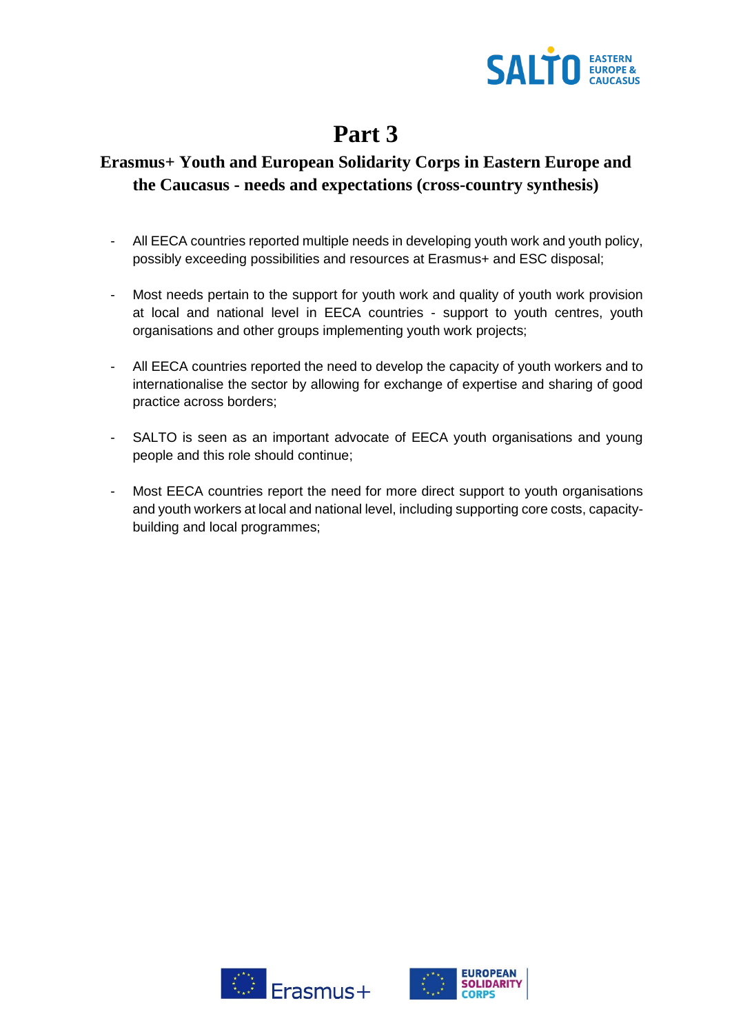# Part 3

## Erasmus+ Youth and European Solidarity Corps in Eastern Europe and the Caucasus - needs and expectations (cross-country synthesis)

- All EECA countries reported multiple needs in developing youth work and youth policy, possibly exceeding possibilities and resources at Erasmus+ and ESC disposal;
- Most needs pertain to the support for youth work and quality of youth work provision at local and national level in EECA countries - support to youth centres, youth organisations and other groups implementing youth work projects;
- All EECA countries reported the need to develop the capacity of youth workers and to internationalise the sector by allowing for exchange of expertise and sharing of good practice across borders;
- SALTO is seen as an important advocate of EECA youth organisations and young people and this role should continue;
- Most EECA countries report the need for more direct support to youth organisations and youth workers at local and national level, including supporting core costs, capacity-building and local programmes;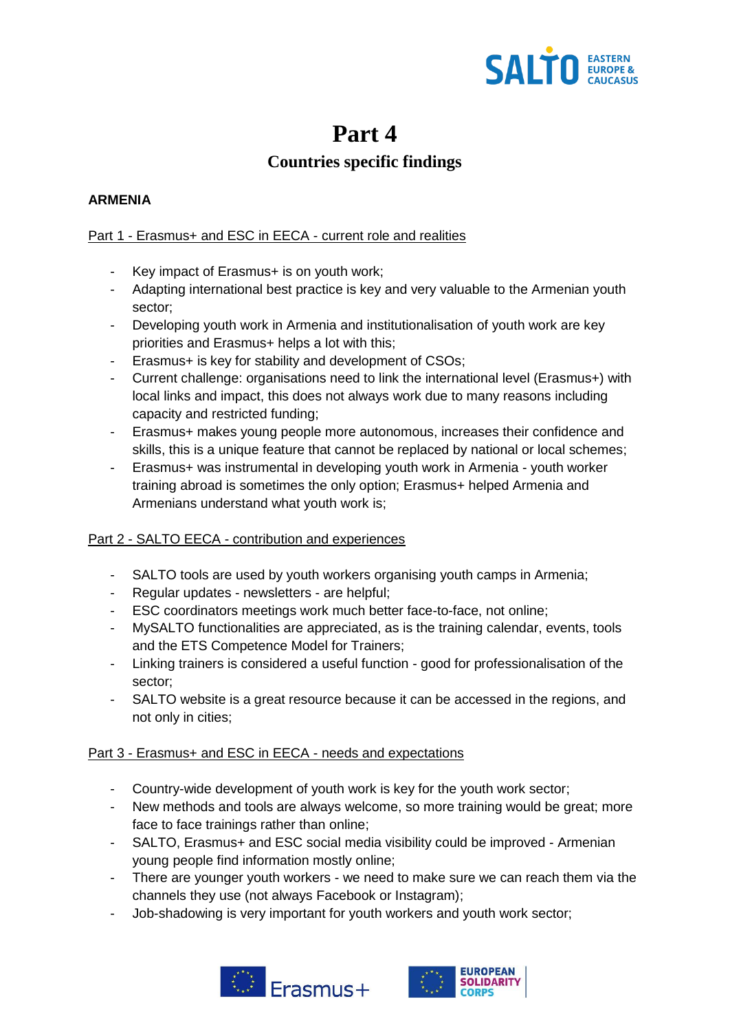# Part 4

## Countries specific findings

**ARMENIA**

Part 1 - Erasmus+ and ESC in EECA - current role and realities

- Key impact of Erasmus+ is on youth work;
- Adapting international best practice is key and very valuable to the Armenian youth sector;
- Developing youth work in Armenia and institutionalisation of youth work are key priorities and Erasmus+ helps a lot with this;
- Erasmus+ is key for stability and development of CSOs;
- Current challenge: organisations need to link the international level (Erasmus+) with local links and impact, this does not always work due to many reasons including capacity and restricted funding;
- Erasmus+ makes young people more autonomous, increases their confidence and skills, this is a unique feature that cannot be replaced by national or local schemes;
- Erasmus+ was instrumental in developing youth work in Armenia - youth worker training abroad is sometimes the only option; Erasmus+ helped Armenia and Armenians understand what youth work is;

Part 2 - SALTO EECA - contribution and experiences

- SALTO tools are used by youth workers organising youth camps in Armenia;
- Regular updates - newsletters - are helpful;
- ESC coordinators meetings work much better face-to-face, not online;
- MySALTO functionalities are appreciated, as is the training calendar, events, tools and the ETS Competence Model for Trainers;
- Linking trainers is considered a useful function - good for professionalisation of the sector;
- SALTO website is a great resource because it can be accessed in the regions, and not only in cities;

Part 3 - Erasmus+ and ESC in EECA - needs and expectations

- Country-wide development of youth work is key for the youth work sector;
- New methods and tools are always welcome, so more training would be great; more face to face trainings rather than online;
- SALTO, Erasmus+ and ESC social media visibility could be improved - Armenian young people find information mostly online;
- There are younger youth workers - we need to make sure we can reach them via the channels they use (not always Facebook or Instagram);
- Job-shadowing is very important for youth workers and youth work sector;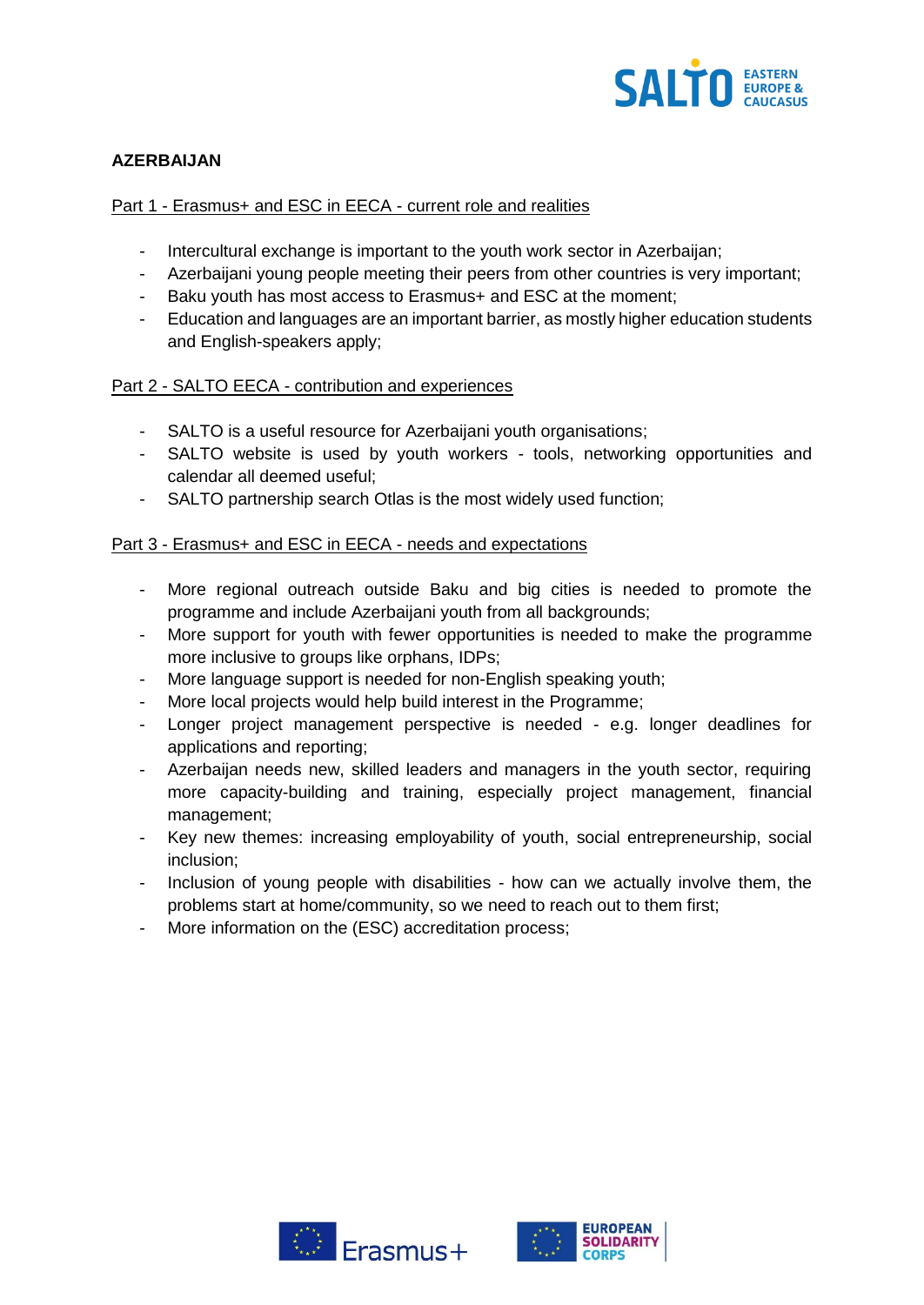## AZERBAIJAN

Part 1 - Erasmus+ and ESC in EECA - current role and realities

- Intercultural exchange is important to the youth work sector in Azerbaijan;
- Azerbaijani young people meeting their peers from other countries is very important;
- Baku youth has most access to Erasmus+ and ESC at the moment;
- Education and languages are an important barrier, as mostly higher education students and English-speakers apply;

Part 2 - SALTO EECA - contribution and experiences

- SALTO is a useful resource for Azerbaijani youth organisations;
- SALTO website is used by youth workers - tools, networking opportunities and calendar all deemed useful;
- SALTO partnership search Otlas is the most widely used function;

Part 3 - Erasmus+ and ESC in EECA - needs and expectations

- More regional outreach outside Baku and big cities is needed to promote the programme and include Azerbaijani youth from all backgrounds;
- More support for youth with fewer opportunities is needed to make the programme more inclusive to groups like orphans, IDPs;
- More language support is needed for non-English speaking youth;
- More local projects would help build interest in the Programme;
- Longer project management perspective is needed - e.g. longer deadlines for applications and reporting;
- Azerbaijan needs new, skilled leaders and managers in the youth sector, requiring more capacity-building and training, especially project management, financial management;
- Key new themes: increasing employability of youth, social entrepreneurship, social inclusion;
- Inclusion of young people with disabilities - how can we actually involve them, the problems start at home/community, so we need to reach out to them first;
- More information on the (ESC) accreditation process;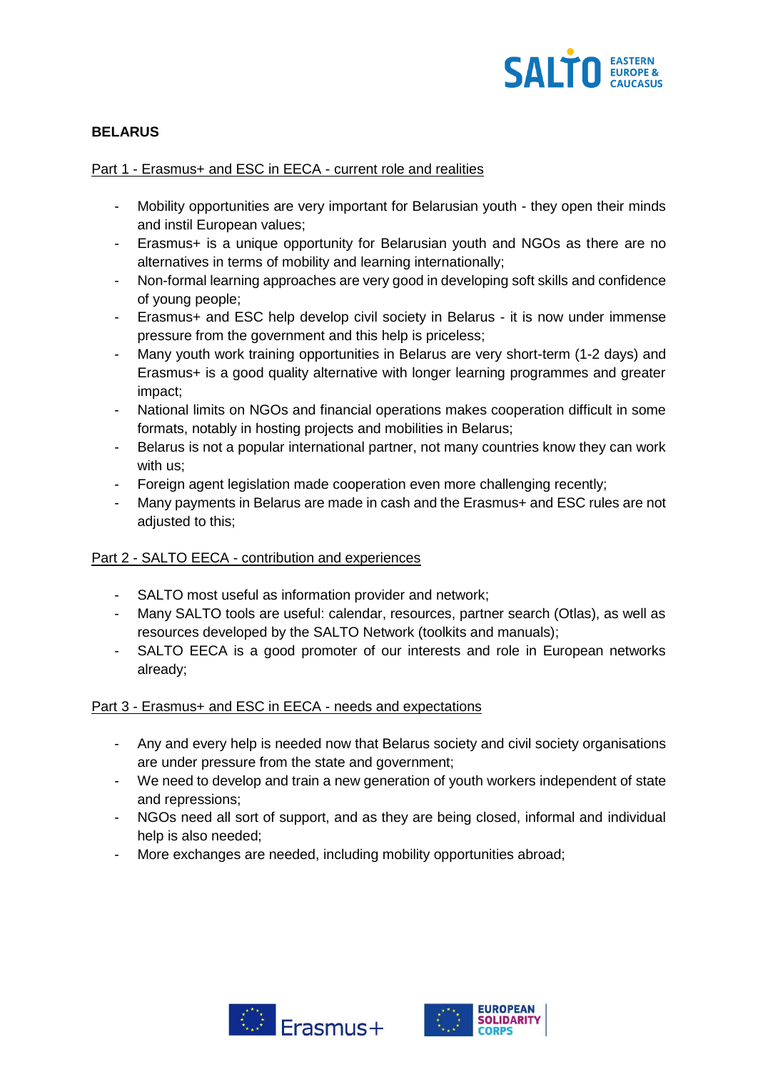## BELARUS

### Part 1 - Erasmus+ and ESC in EECA - current role and realities

- Mobility opportunities are very important for Belarusian youth - they open their minds and instil European values;
- Erasmus+ is a unique opportunity for Belarusian youth and NGOs as there are no alternatives in terms of mobility and learning internationally;
- Non-formal learning approaches are very good in developing soft skills and confidence of young people;
- Erasmus+ and ESC help develop civil society in Belarus - it is now under immense pressure from the government and this help is priceless;
- Many youth work training opportunities in Belarus are very short-term (1-2 days) and Erasmus+ is a good quality alternative with longer learning programmes and greater impact;
- National limits on NGOs and financial operations makes cooperation difficult in some formats, notably in hosting projects and mobilities in Belarus;
- Belarus is not a popular international partner, not many countries know they can work with us;
- Foreign agent legislation made cooperation even more challenging recently;
- Many payments in Belarus are made in cash and the Erasmus+ and ESC rules are not adjusted to this;

### Part 2 - SALTO EECA - contribution and experiences

- SALTO most useful as information provider and network;
- Many SALTO tools are useful: calendar, resources, partner search (Otlas), as well as resources developed by the SALTO Network (toolkits and manuals);
- SALTO EECA is a good promoter of our interests and role in European networks already;

### Part 3 - Erasmus+ and ESC in EECA - needs and expectations

- Any and every help is needed now that Belarus society and civil society organisations are under pressure from the state and government;
- We need to develop and train a new generation of youth workers independent of state and repressions;
- NGOs need all sort of support, and as they are being closed, informal and individual help is also needed;
- More exchanges are needed, including mobility opportunities abroad;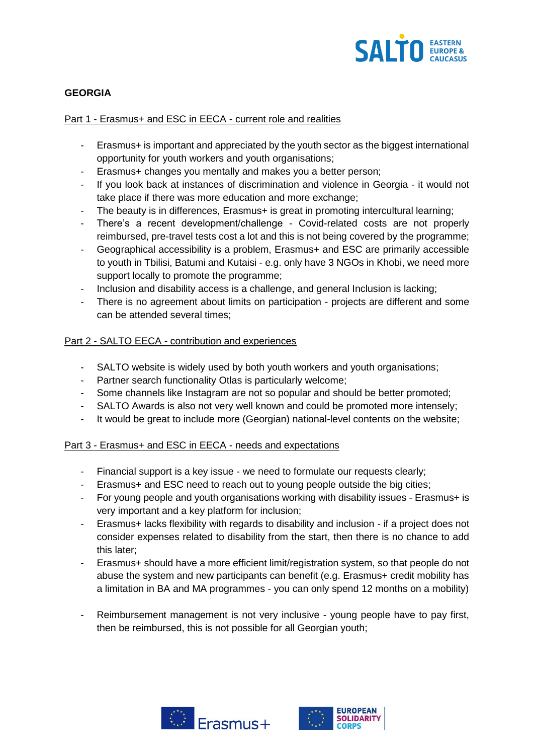**GEORGIA**

Part 1 - Erasmus+ and ESC in EECA - current role and realities

- Erasmus+ is important and appreciated by the youth sector as the biggest international opportunity for youth workers and youth organisations;
- Erasmus+ changes you mentally and makes you a better person;
- If you look back at instances of discrimination and violence in Georgia - it would not take place if there was more education and more exchange;
- The beauty is in differences, Erasmus+ is great in promoting intercultural learning;
- There's a recent development/challenge - Covid-related costs are not properly reimbursed, pre-travel tests cost a lot and this is not being covered by the programme;
- Geographical accessibility is a problem, Erasmus+ and ESC are primarily accessible to youth in Tbilisi, Batumi and Kutaisi - e.g. only have 3 NGOs in Khobi, we need more support locally to promote the programme;
- Inclusion and disability access is a challenge, and general Inclusion is lacking;
- There is no agreement about limits on participation - projects are different and some can be attended several times;

Part 2 - SALTO EECA - contribution and experiences

- SALTO website is widely used by both youth workers and youth organisations;
- Partner search functionality Otlas is particularly welcome;
- Some channels like Instagram are not so popular and should be better promoted;
- SALTO Awards is also not very well known and could be promoted more intensely;
- It would be great to include more (Georgian) national-level contents on the website;

Part 3 - Erasmus+ and ESC in EECA - needs and expectations

- Financial support is a key issue - we need to formulate our requests clearly;
- Erasmus+ and ESC need to reach out to young people outside the big cities;
- For young people and youth organisations working with disability issues - Erasmus+ is very important and a key platform for inclusion;
- Erasmus+ lacks flexibility with regards to disability and inclusion - if a project does not consider expenses related to disability from the start, then there is no chance to add this later;
- Erasmus+ should have a more efficient limit/registration system, so that people do not abuse the system and new participants can benefit (e.g. Erasmus+ credit mobility has a limitation in BA and MA programmes - you can only spend 12 months on a mobility)
- Reimbursement management is not very inclusive - young people have to pay first, then be reimbursed, this is not possible for all Georgian youth;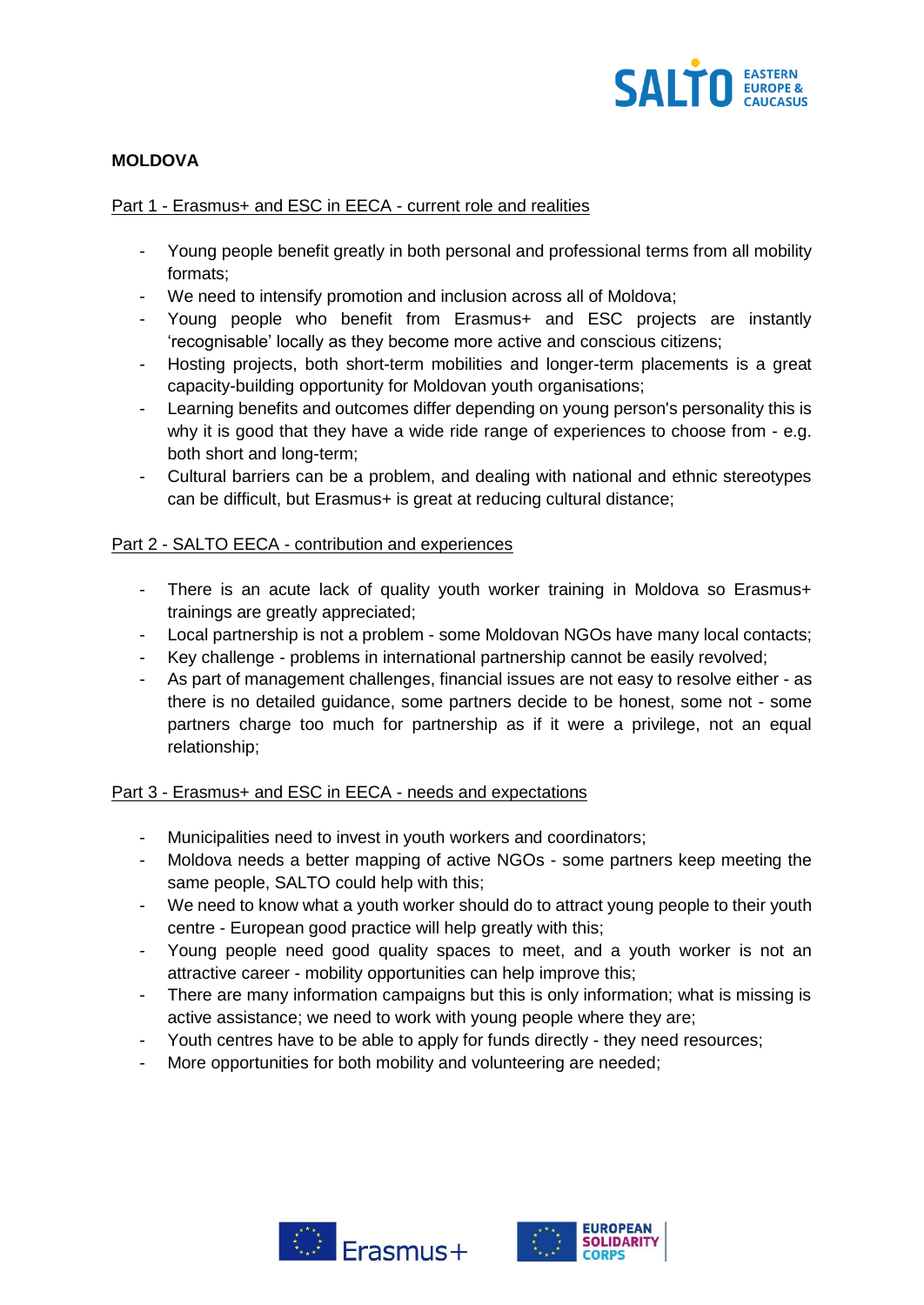**MOLDOVA**

Part 1 - Erasmus+ and ESC in EECA - current role and realities

- Young people benefit greatly in both personal and professional terms from all mobility formats;
- We need to intensify promotion and inclusion across all of Moldova;
- Young people who benefit from Erasmus+ and ESC projects are instantly 'recognisable' locally as they become more active and conscious citizens;
- Hosting projects, both short-term mobilities and longer-term placements is a great capacity-building opportunity for Moldovan youth organisations;
- Learning benefits and outcomes differ depending on young person's personality this is why it is good that they have a wide ride range of experiences to choose from - e.g. both short and long-term;
- Cultural barriers can be a problem, and dealing with national and ethnic stereotypes can be difficult, but Erasmus+ is great at reducing cultural distance;

Part 2 - SALTO EECA - contribution and experiences

- There is an acute lack of quality youth worker training in Moldova so Erasmus+ trainings are greatly appreciated;
- Local partnership is not a problem - some Moldovan NGOs have many local contacts;
- Key challenge - problems in international partnership cannot be easily revolved;
- As part of management challenges, financial issues are not easy to resolve either - as there is no detailed guidance, some partners decide to be honest, some not - some partners charge too much for partnership as if it were a privilege, not an equal relationship;

Part 3 - Erasmus+ and ESC in EECA - needs and expectations

- Municipalities need to invest in youth workers and coordinators;
- Moldova needs a better mapping of active NGOs - some partners keep meeting the same people, SALTO could help with this;
- We need to know what a youth worker should do to attract young people to their youth centre - European good practice will help greatly with this;
- Young people need good quality spaces to meet, and a youth worker is not an attractive career - mobility opportunities can help improve this;
- There are many information campaigns but this is only information; what is missing is active assistance; we need to work with young people where they are;
- Youth centres have to be able to apply for funds directly - they need resources;
- More opportunities for both mobility and volunteering are needed;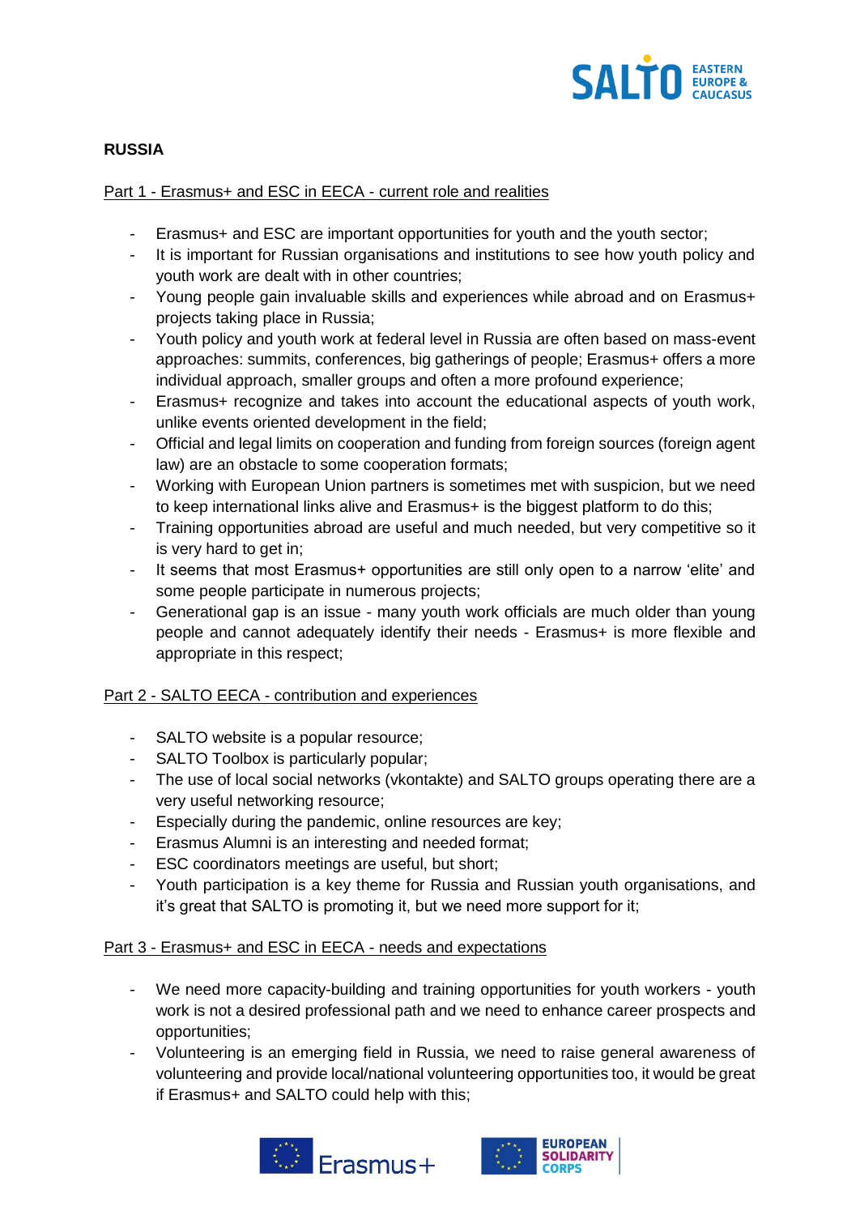**RUSSIA**

Part 1 - Erasmus+ and ESC in EECA - current role and realities

- Erasmus+ and ESC are important opportunities for youth and the youth sector;
- It is important for Russian organisations and institutions to see how youth policy and youth work are dealt with in other countries;
- Young people gain invaluable skills and experiences while abroad and on Erasmus+ projects taking place in Russia;
- Youth policy and youth work at federal level in Russia are often based on mass-event approaches: summits, conferences, big gatherings of people; Erasmus+ offers a more individual approach, smaller groups and often a more profound experience;
- Erasmus+ recognize and takes into account the educational aspects of youth work, unlike events oriented development in the field;
- Official and legal limits on cooperation and funding from foreign sources (foreign agent law) are an obstacle to some cooperation formats;
- Working with European Union partners is sometimes met with suspicion, but we need to keep international links alive and Erasmus+ is the biggest platform to do this;
- Training opportunities abroad are useful and much needed, but very competitive so it is very hard to get in;
- It seems that most Erasmus+ opportunities are still only open to a narrow 'elite' and some people participate in numerous projects;
- Generational gap is an issue - many youth work officials are much older than young people and cannot adequately identify their needs - Erasmus+ is more flexible and appropriate in this respect;

Part 2 - SALTO EECA - contribution and experiences

- SALTO website is a popular resource;
- SALTO Toolbox is particularly popular;
- The use of local social networks (vkontakte) and SALTO groups operating there are a very useful networking resource;
- Especially during the pandemic, online resources are key;
- Erasmus Alumni is an interesting and needed format;
- ESC coordinators meetings are useful, but short;
- Youth participation is a key theme for Russia and Russian youth organisations, and it's great that SALTO is promoting it, but we need more support for it;

Part 3 - Erasmus+ and ESC in EECA - needs and expectations

- We need more capacity-building and training opportunities for youth workers - youth work is not a desired professional path and we need to enhance career prospects and opportunities;
- Volunteering is an emerging field in Russia, we need to raise general awareness of volunteering and provide local/national volunteering opportunities too, it would be great if Erasmus+ and SALTO could help with this;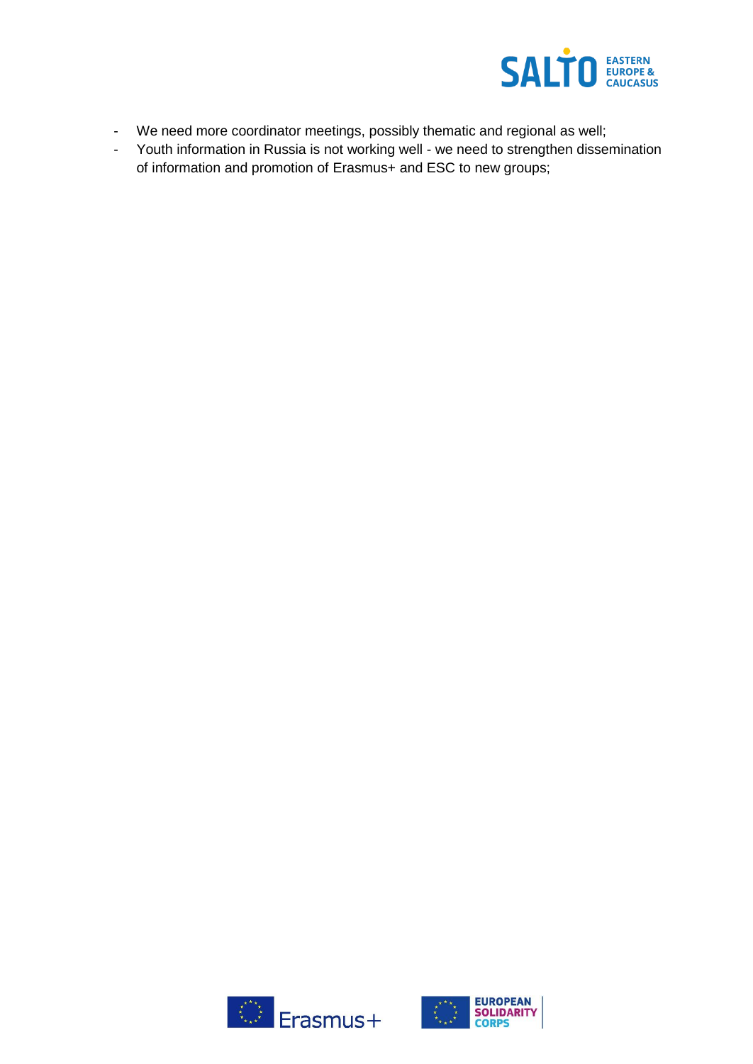- We need more coordinator meetings, possibly thematic and regional as well;
- Youth information in Russia is not working well - we need to strengthen dissemination of information and promotion of Erasmus+ and ESC to new groups;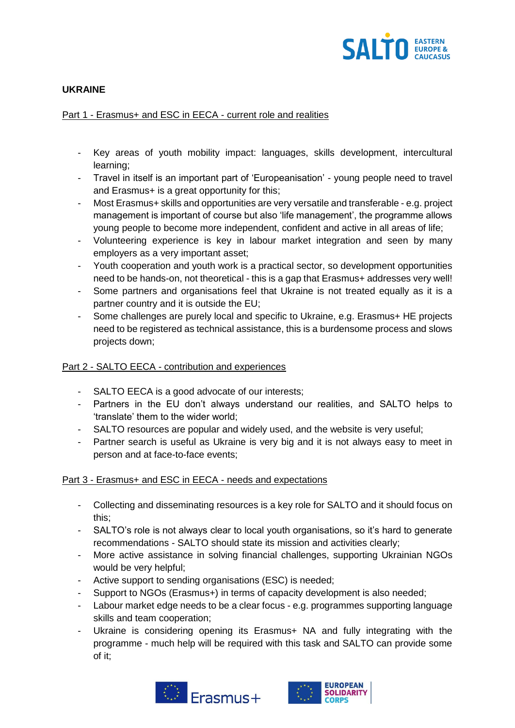**UKRAINE**

Part 1 - Erasmus+ and ESC in EECA - current role and realities

- Key areas of youth mobility impact: languages, skills development, intercultural learning;
- Travel in itself is an important part of 'Europeanisation' - young people need to travel and Erasmus+ is a great opportunity for this;
- Most Erasmus+ skills and opportunities are very versatile and transferable - e.g. project management is important of course but also 'life management', the programme allows young people to become more independent, confident and active in all areas of life;
- Volunteering experience is key in labour market integration and seen by many employers as a very important asset;
- Youth cooperation and youth work is a practical sector, so development opportunities need to be hands-on, not theoretical - this is a gap that Erasmus+ addresses very well!
- Some partners and organisations feel that Ukraine is not treated equally as it is a partner country and it is outside the EU;
- Some challenges are purely local and specific to Ukraine, e.g. Erasmus+ HE projects need to be registered as technical assistance, this is a burdensome process and slows projects down;

Part 2 - SALTO EECA - contribution and experiences

- SALTO EECA is a good advocate of our interests;
- Partners in the EU don't always understand our realities, and SALTO helps to 'translate' them to the wider world;
- SALTO resources are popular and widely used, and the website is very useful;
- Partner search is useful as Ukraine is very big and it is not always easy to meet in person and at face-to-face events;

Part 3 - Erasmus+ and ESC in EECA - needs and expectations

- Collecting and disseminating resources is a key role for SALTO and it should focus on this;
- SALTO's role is not always clear to local youth organisations, so it's hard to generate recommendations - SALTO should state its mission and activities clearly;
- More active assistance in solving financial challenges, supporting Ukrainian NGOs would be very helpful;
- Active support to sending organisations (ESC) is needed;
- Support to NGOs (Erasmus+) in terms of capacity development is also needed;
- Labour market edge needs to be a clear focus - e.g. programmes supporting language skills and team cooperation;
- Ukraine is considering opening its Erasmus+ NA and fully integrating with the programme - much help will be required with this task and SALTO can provide some of it;